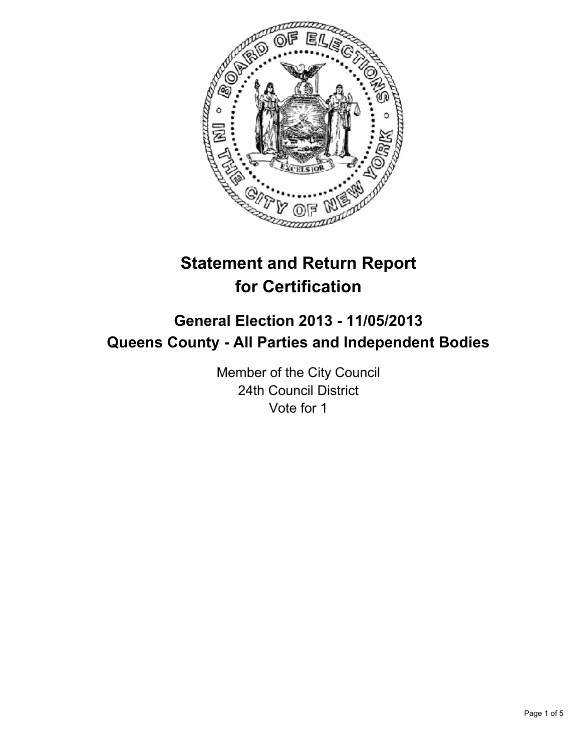# Statement and Return Report for Certification

## General Election 2013 - 11/05/2013
## Queens County - All Parties and Independent Bodies

Member of the City Council
24th Council District
Vote for 1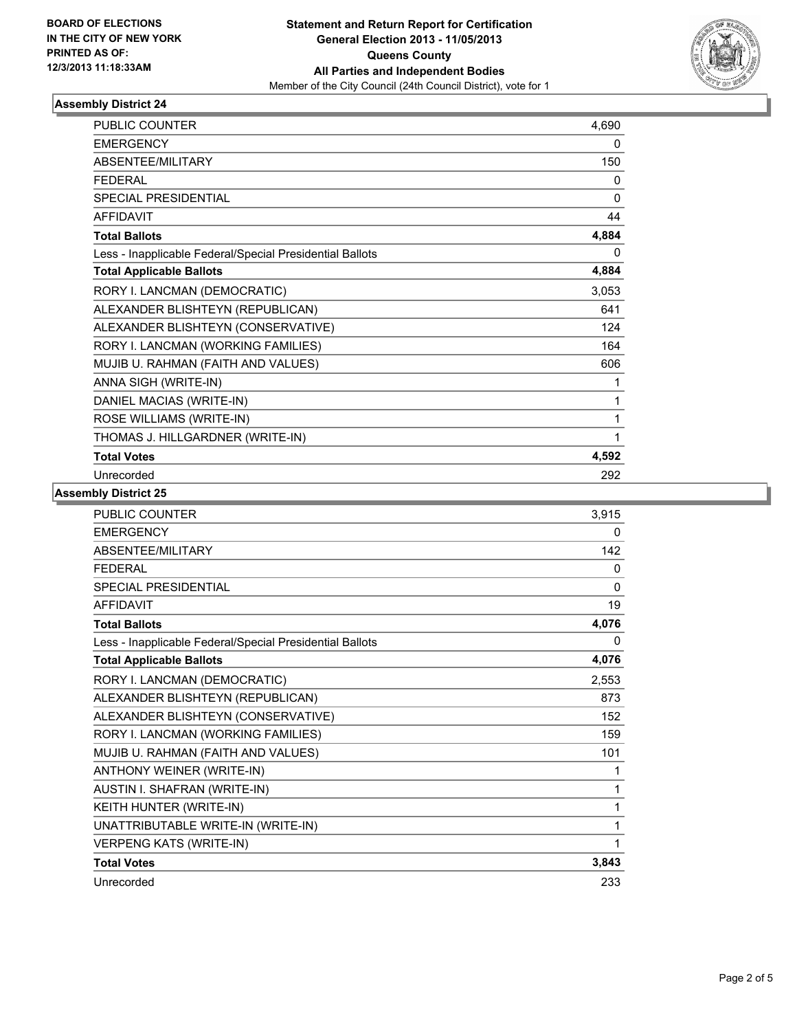**BOARD OF ELECTIONS IN THE CITY OF NEW YORK PRINTED AS OF: 12/3/2013 11:18:33AM**

**Statement and Return Report for Certification**
**General Election 2013 - 11/05/2013**
**Queens County**
**All Parties and Independent Bodies**
Member of the City Council (24th Council District), vote for 1

### Assembly District 24

| | |
|---|---|
| PUBLIC COUNTER | 4,690 |
| EMERGENCY | 0 |
| ABSENTEE/MILITARY | 150 |
| FEDERAL | 0 |
| SPECIAL PRESIDENTIAL | 0 |
| AFFIDAVIT | 44 |
| **Total Ballots** | **4,884** |
| Less - Inapplicable Federal/Special Presidential Ballots | 0 |
| **Total Applicable Ballots** | **4,884** |
| RORY I. LANCMAN (DEMOCRATIC) | 3,053 |
| ALEXANDER BLISHTEYN (REPUBLICAN) | 641 |
| ALEXANDER BLISHTEYN (CONSERVATIVE) | 124 |
| RORY I. LANCMAN (WORKING FAMILIES) | 164 |
| MUJIB U. RAHMAN (FAITH AND VALUES) | 606 |
| ANNA SIGH (WRITE-IN) | 1 |
| DANIEL MACIAS (WRITE-IN) | 1 |
| ROSE WILLIAMS (WRITE-IN) | 1 |
| THOMAS J. HILLGARDNER (WRITE-IN) | 1 |
| **Total Votes** | **4,592** |
| Unrecorded | 292 |

### Assembly District 25

| | |
|---|---|
| PUBLIC COUNTER | 3,915 |
| EMERGENCY | 0 |
| ABSENTEE/MILITARY | 142 |
| FEDERAL | 0 |
| SPECIAL PRESIDENTIAL | 0 |
| AFFIDAVIT | 19 |
| **Total Ballots** | **4,076** |
| Less - Inapplicable Federal/Special Presidential Ballots | 0 |
| **Total Applicable Ballots** | **4,076** |
| RORY I. LANCMAN (DEMOCRATIC) | 2,553 |
| ALEXANDER BLISHTEYN (REPUBLICAN) | 873 |
| ALEXANDER BLISHTEYN (CONSERVATIVE) | 152 |
| RORY I. LANCMAN (WORKING FAMILIES) | 159 |
| MUJIB U. RAHMAN (FAITH AND VALUES) | 101 |
| ANTHONY WEINER (WRITE-IN) | 1 |
| AUSTIN I. SHAFRAN (WRITE-IN) | 1 |
| KEITH HUNTER (WRITE-IN) | 1 |
| UNATTRIBUTABLE WRITE-IN (WRITE-IN) | 1 |
| VERPENG KATS (WRITE-IN) | 1 |
| **Total Votes** | **3,843** |
| Unrecorded | 233 |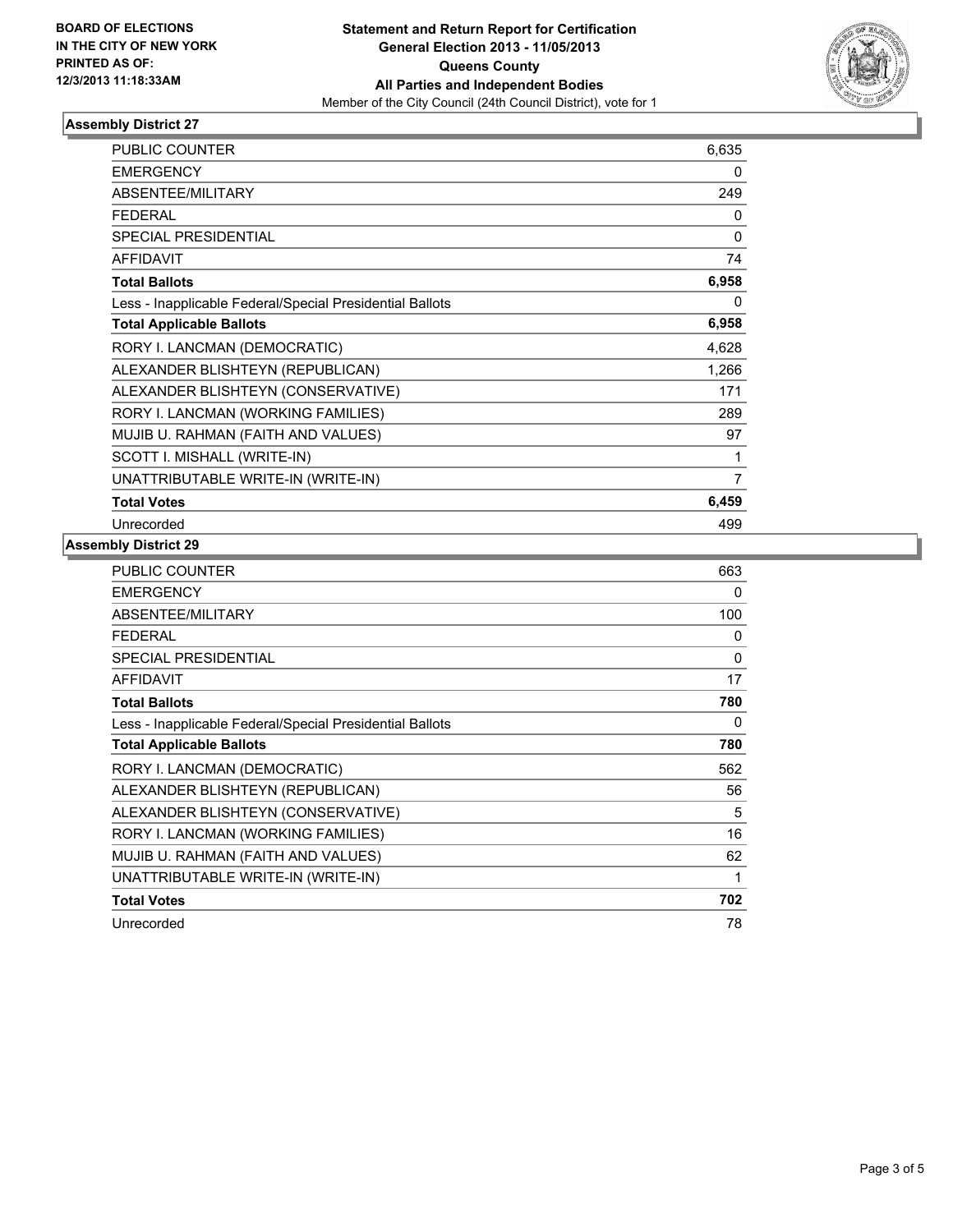**BOARD OF ELECTIONS IN THE CITY OF NEW YORK PRINTED AS OF: 12/3/2013 11:18:33AM**

**Statement and Return Report for Certification**
**General Election 2013 - 11/05/2013**
**Queens County**
**All Parties and Independent Bodies**
Member of the City Council (24th Council District), vote for 1

### Assembly District 27

| | |
|---|---|
| PUBLIC COUNTER | 6,635 |
| EMERGENCY | 0 |
| ABSENTEE/MILITARY | 249 |
| FEDERAL | 0 |
| SPECIAL PRESIDENTIAL | 0 |
| AFFIDAVIT | 74 |
| **Total Ballots** | **6,958** |
| Less - Inapplicable Federal/Special Presidential Ballots | 0 |
| **Total Applicable Ballots** | **6,958** |
| RORY I. LANCMAN (DEMOCRATIC) | 4,628 |
| ALEXANDER BLISHTEYN (REPUBLICAN) | 1,266 |
| ALEXANDER BLISHTEYN (CONSERVATIVE) | 171 |
| RORY I. LANCMAN (WORKING FAMILIES) | 289 |
| MUJIB U. RAHMAN (FAITH AND VALUES) | 97 |
| SCOTT I. MISHALL (WRITE-IN) | 1 |
| UNATTRIBUTABLE WRITE-IN (WRITE-IN) | 7 |
| **Total Votes** | **6,459** |
| Unrecorded | 499 |

### Assembly District 29

| | |
|---|---|
| PUBLIC COUNTER | 663 |
| EMERGENCY | 0 |
| ABSENTEE/MILITARY | 100 |
| FEDERAL | 0 |
| SPECIAL PRESIDENTIAL | 0 |
| AFFIDAVIT | 17 |
| **Total Ballots** | **780** |
| Less - Inapplicable Federal/Special Presidential Ballots | 0 |
| **Total Applicable Ballots** | **780** |
| RORY I. LANCMAN (DEMOCRATIC) | 562 |
| ALEXANDER BLISHTEYN (REPUBLICAN) | 56 |
| ALEXANDER BLISHTEYN (CONSERVATIVE) | 5 |
| RORY I. LANCMAN (WORKING FAMILIES) | 16 |
| MUJIB U. RAHMAN (FAITH AND VALUES) | 62 |
| UNATTRIBUTABLE WRITE-IN (WRITE-IN) | 1 |
| **Total Votes** | **702** |
| Unrecorded | 78 |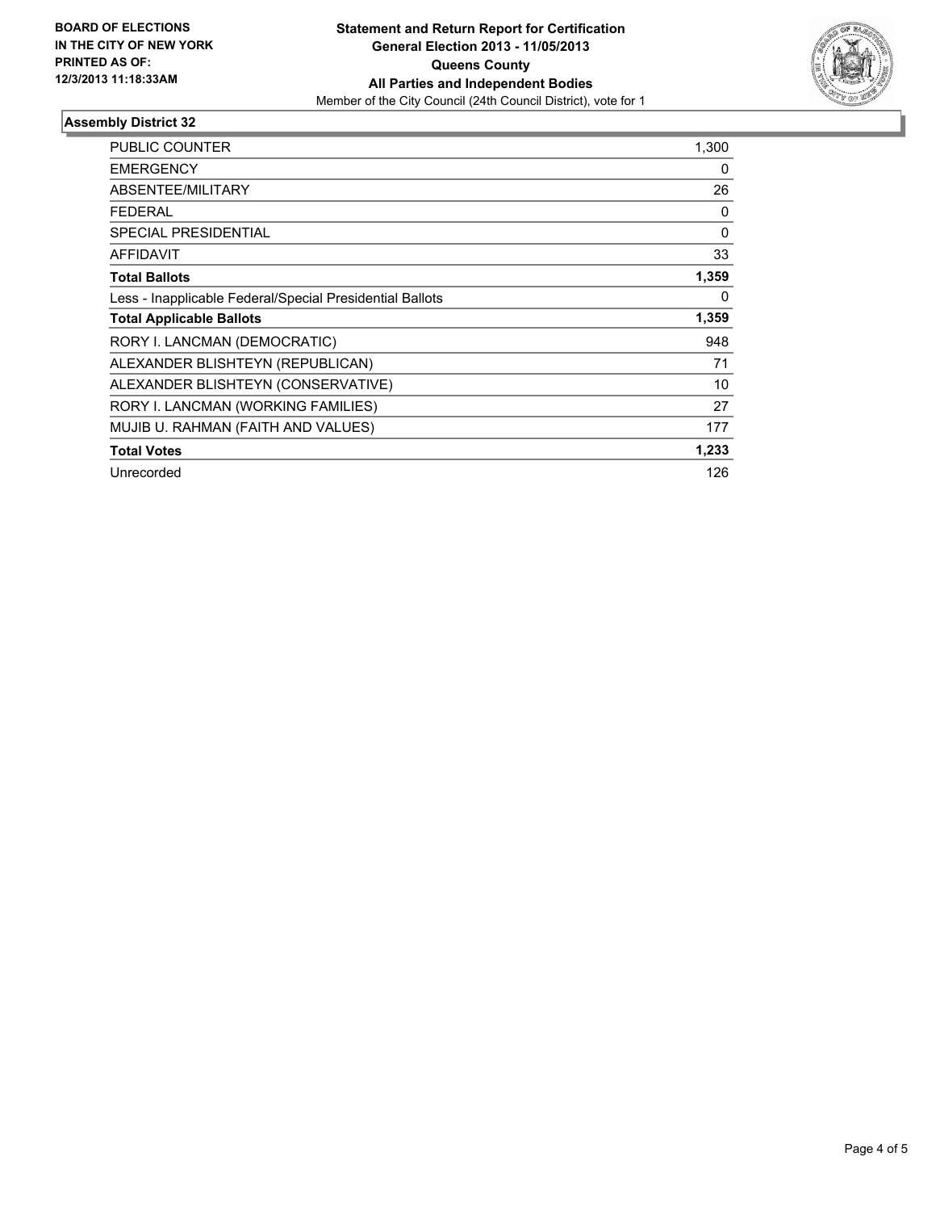**BOARD OF ELECTIONS IN THE CITY OF NEW YORK PRINTED AS OF: 12/3/2013 11:18:33AM**

**Statement and Return Report for Certification General Election 2013 - 11/05/2013 Queens County All Parties and Independent Bodies**

Member of the City Council (24th Council District), vote for 1

## Assembly District 32

| | |
|---|---|
| PUBLIC COUNTER | 1,300 |
| EMERGENCY | 0 |
| ABSENTEE/MILITARY | 26 |
| FEDERAL | 0 |
| SPECIAL PRESIDENTIAL | 0 |
| AFFIDAVIT | 33 |
| **Total Ballots** | **1,359** |
| Less - Inapplicable Federal/Special Presidential Ballots | 0 |
| **Total Applicable Ballots** | **1,359** |
| RORY I. LANCMAN (DEMOCRATIC) | 948 |
| ALEXANDER BLISHTEYN (REPUBLICAN) | 71 |
| ALEXANDER BLISHTEYN (CONSERVATIVE) | 10 |
| RORY I. LANCMAN (WORKING FAMILIES) | 27 |
| MUJIB U. RAHMAN (FAITH AND VALUES) | 177 |
| **Total Votes** | **1,233** |
| Unrecorded | 126 |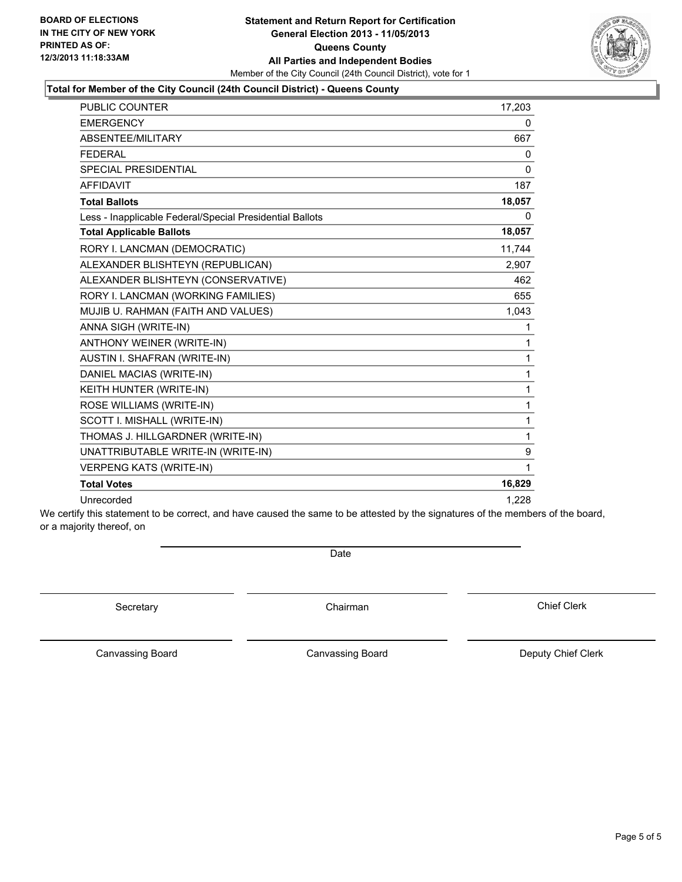**BOARD OF ELECTIONS IN THE CITY OF NEW YORK PRINTED AS OF: 12/3/2013 11:18:33AM**

**Statement and Return Report for Certification General Election 2013 - 11/05/2013 Queens County All Parties and Independent Bodies**

Member of the City Council (24th Council District), vote for 1

**Total for Member of the City Council (24th Council District) - Queens County**

| | |
|---|---|
| PUBLIC COUNTER | 17,203 |
| EMERGENCY | 0 |
| ABSENTEE/MILITARY | 667 |
| FEDERAL | 0 |
| SPECIAL PRESIDENTIAL | 0 |
| AFFIDAVIT | 187 |
| **Total Ballots** | **18,057** |
| Less - Inapplicable Federal/Special Presidential Ballots | 0 |
| **Total Applicable Ballots** | **18,057** |
| RORY I. LANCMAN (DEMOCRATIC) | 11,744 |
| ALEXANDER BLISHTEYN (REPUBLICAN) | 2,907 |
| ALEXANDER BLISHTEYN (CONSERVATIVE) | 462 |
| RORY I. LANCMAN (WORKING FAMILIES) | 655 |
| MUJIB U. RAHMAN (FAITH AND VALUES) | 1,043 |
| ANNA SIGH (WRITE-IN) | 1 |
| ANTHONY WEINER (WRITE-IN) | 1 |
| AUSTIN I. SHAFRAN (WRITE-IN) | 1 |
| DANIEL MACIAS (WRITE-IN) | 1 |
| KEITH HUNTER (WRITE-IN) | 1 |
| ROSE WILLIAMS (WRITE-IN) | 1 |
| SCOTT I. MISHALL (WRITE-IN) | 1 |
| THOMAS J. HILLGARDNER (WRITE-IN) | 1 |
| UNATTRIBUTABLE WRITE-IN (WRITE-IN) | 9 |
| VERPENG KATS (WRITE-IN) | 1 |
| **Total Votes** | **16,829** |
| Unrecorded | 1,228 |

We certify this statement to be correct, and have caused the same to be attested by the signatures of the members of the board, or a majority thereof, on

Date

Secretary

Chairman

Chief Clerk

Canvassing Board

Canvassing Board

Deputy Chief Clerk